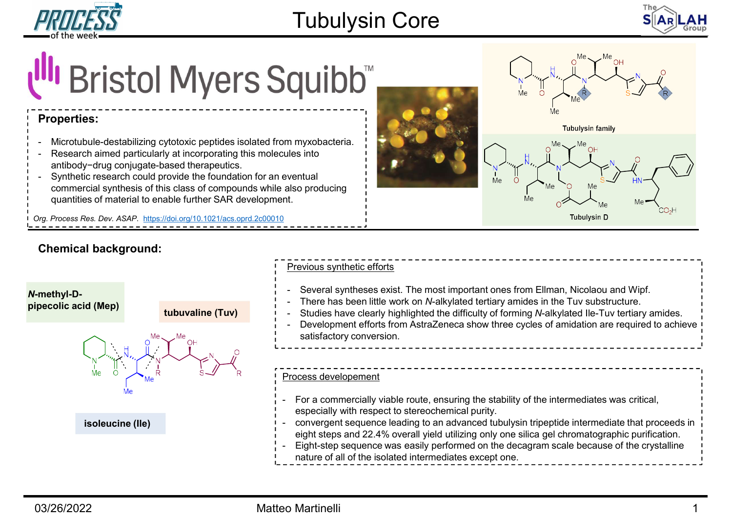# Tubulysin Core

## Bristol Myers Squibb

**Properties:**

- Microtubule-destabilizing cytotoxic peptides isolated from myxobacteria.
- Research aimed particularly at incorporating this molecules into antibody−drug conjugate-based therapeutics.
- Synthetic research could provide the foundation for an eventual commercial synthesis of this class of compounds while also producing quantities of material to enable further SAR development.

*Org. Process Res. Dev. ASAP.* https://doi.org/10.1021/acs.oprd.2c00010

Tubulysin family

Tubulysin D

## Chemical background:

***N*-methyl-D-pipecolic acid (Mep)**

**tubuvaline (Tuv)**

**isoleucine (Ile)**

Previous synthetic efforts

- Several syntheses exist. The most important ones from Ellman, Nicolaou and Wipf.
- There has been little work on *N*-alkylated tertiary amides in the Tuv substructure.
- Studies have clearly highlighted the difficulty of forming *N*-alkylated Ile-Tuv tertiary amides.
- Development efforts from AstraZeneca show three cycles of amidation are required to achieve satisfactory conversion.

Process developement

- For a commercially viable route, ensuring the stability of the intermediates was critical, especially with respect to stereochemical purity.
- convergent sequence leading to an advanced tubulysin tripeptide intermediate that proceeds in eight steps and 22.4% overall yield utilizing only one silica gel chromatographic purification.
- Eight-step sequence was easily performed on the decagram scale because of the crystalline nature of all of the isolated intermediates except one.

03/26/2022 Matteo Martinelli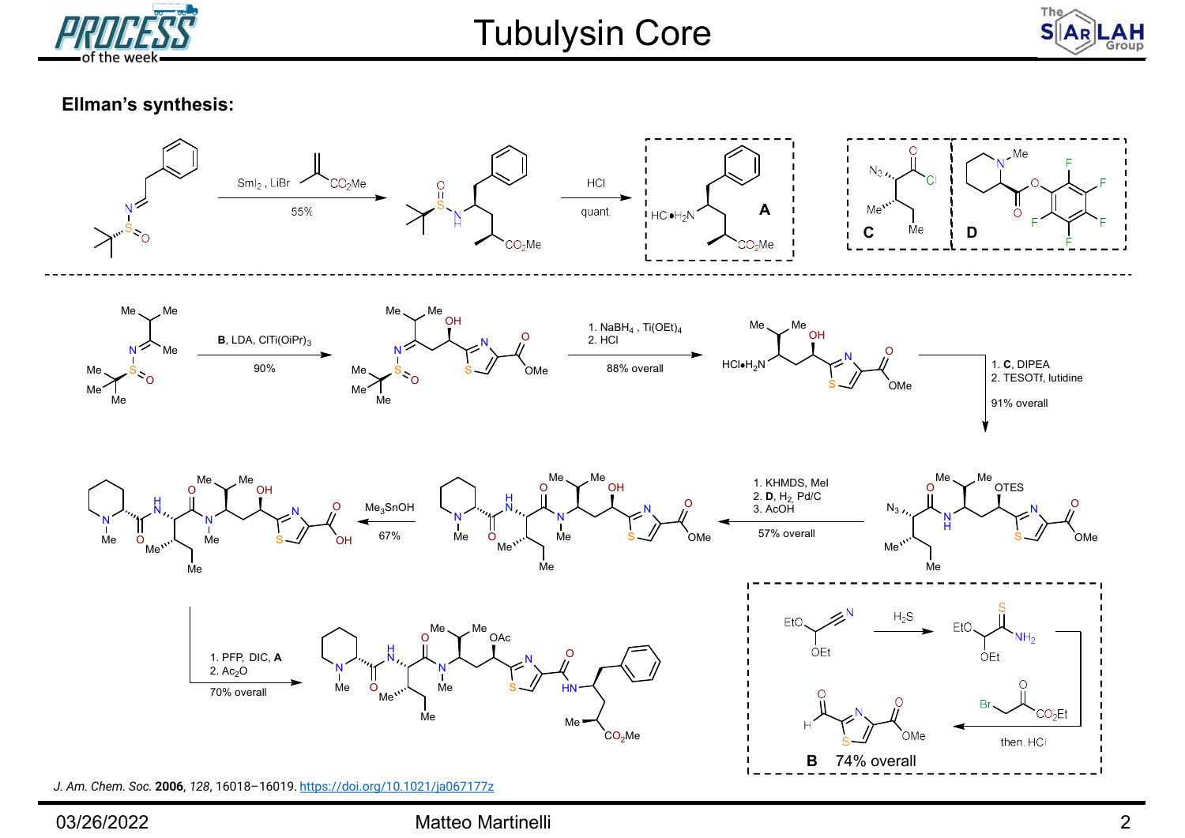# Tubulysin Core

## Ellman's synthesis:

$SmI_2$, LiBr, methyl methacrylate ($CO_2Me$) — 55%

HCl — quant. → **A**

**C** (azido acid chloride), **D** (N-methylpipecolic acid pentafluorophenyl ester)

**B**, LDA, $ClTi(OiPr)_3$ — 90%

1. $NaBH_4$, $Ti(OEt)_4$
2. HCl

88% overall

1. **C**, DIPEA
2. TESOTf, lutidine

91% overall

1. KHMDS, MeI
2. **D**, $H_2$, Pd/C
3. AcOH

57% overall

$Me_3SnOH$ — 67%

1. PFP, DIC, **A**
2. $Ac_2O$

70% overall

Synthesis of **B**: EtO(OEt)CH–CN, $H_2S$ → thioamide; $BrCH_2COCO_2Et$, then HCl → **B** 74% overall

*J. Am. Chem. Soc.* **2006**, *128*, 16018–16019. https://doi.org/10.1021/ja067177z

03/26/2022 Matteo Martinelli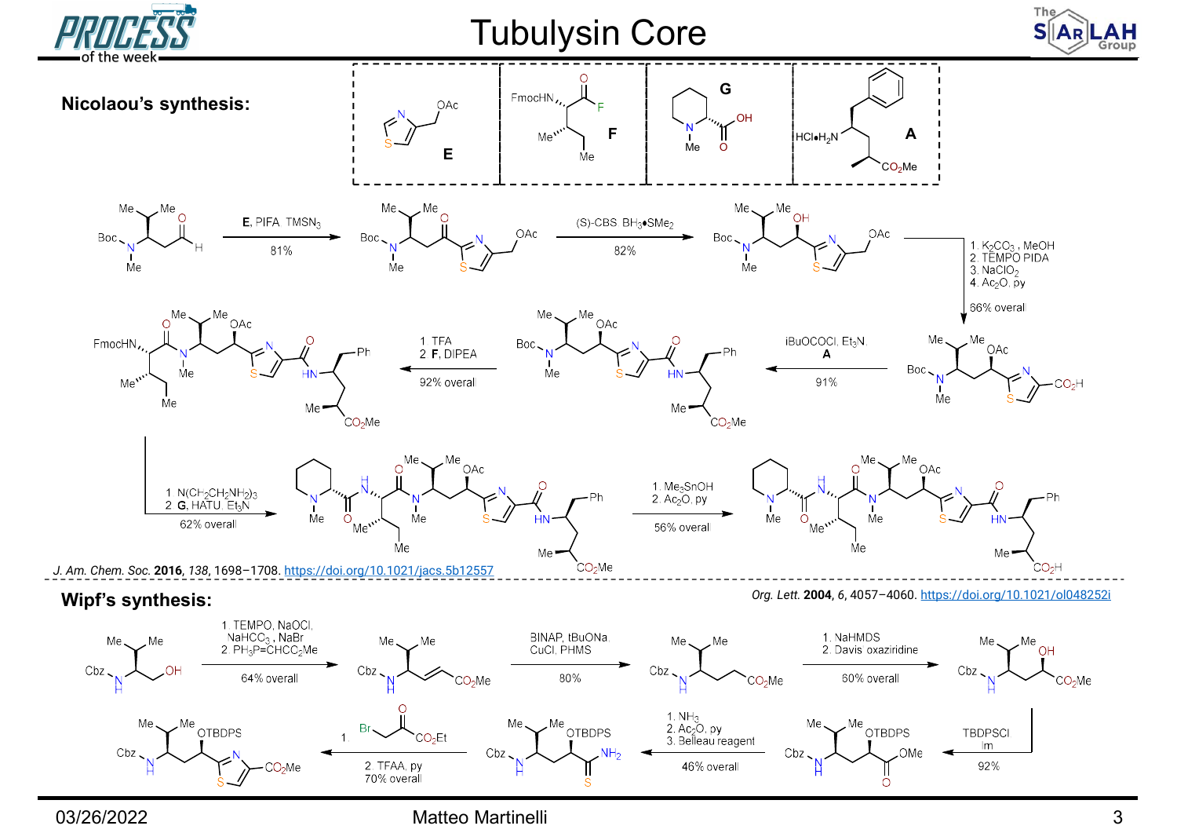# Tubulysin Core

## Nicolaou's synthesis:

E, F, G, A

E, PIFA, $TMSN_3$ — 81%

(S)-CBS, $BH_3 \bullet SMe_2$ — 82%

1. $K_2CO_3$, MeOH
2. TEMPO, PIDA
3. $NaClO_2$
4. $Ac_2O$, py

66% overall

iBuOCOCl, $Et_3N$, A — 91%

1. TFA
2. F, DIPEA

92% overall

1. $N(CH_2CH_2NH_2)_3$
2. G, HATU, $Et_3N$

62% overall

1. $Me_3SnOH$
2. $Ac_2O$, py

56% overall

*J. Am. Chem. Soc.* **2016**, *138*, 1698–1708. https://doi.org/10.1021/jacs.5b12557

## Wipf's synthesis:

*Org. Lett.* **2004**, *6*, 4057–4060. https://doi.org/10.1021/ol048252i

1. TEMPO, NaOCl, $NaHCO_3$, NaBr
2. $Ph_3P{=}CHCO_2Me$

64% overall

BINAP, tBuONa, CuCl, PHMS — 80%

1. NaHMDS
2. Davis oxaziridine

60% overall

TBDPSCl, Im — 92%

1. $NH_3$
2. $Ac_2O$, py
3. Belleau reagent

46% overall

1. $BrCH_2COCO_2Et$
2. TFAA, py

70% overall

03/26/2022 — Matteo Martinelli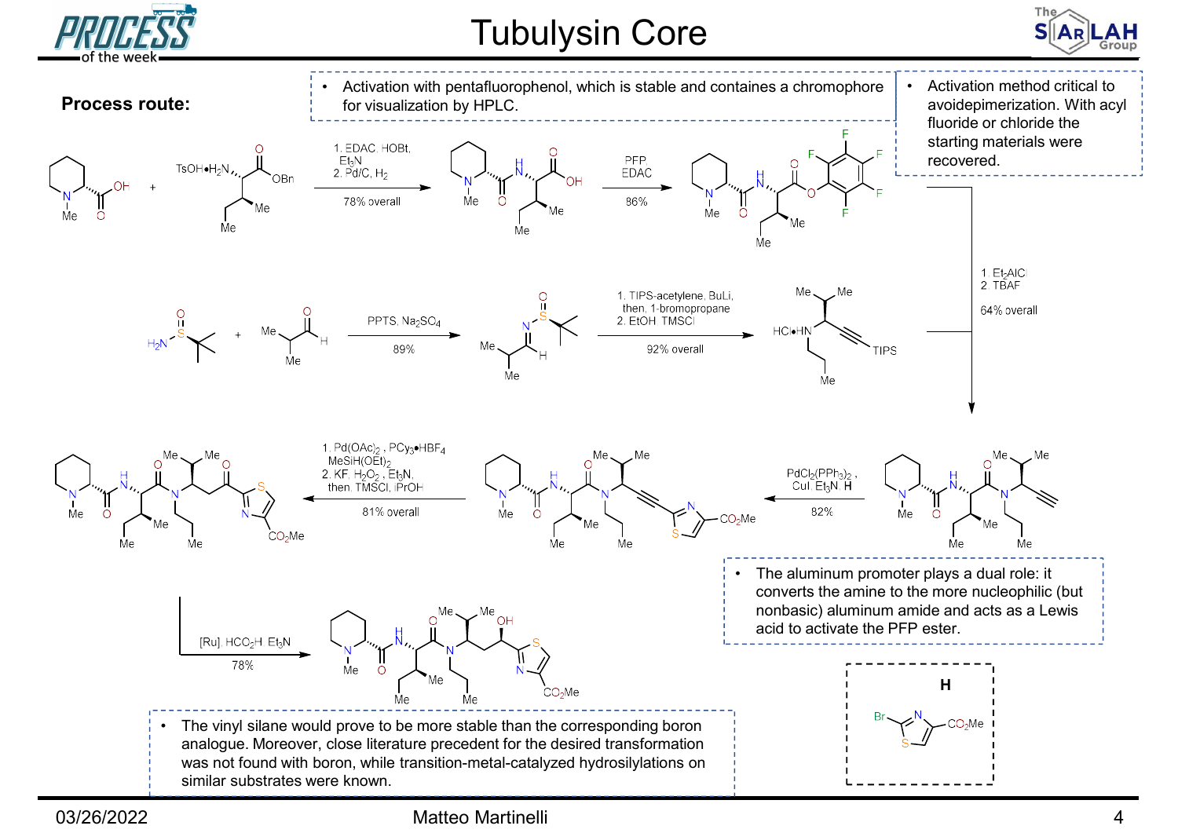# Tubulysin Core

**Process route:**

- Activation with pentafluorophenol, which is stable and containes a chromophore for visualization by HPLC.

- Activation method critical to avoidepimerization. With acyl fluoride or chloride the starting materials were recovered.

1. EDAC, HOBt, $Et_3N$
2. Pd/C, $H_2$

78% overall

PFP, EDAC

86%

PPTS, $Na_2SO_4$

89%

1. TIPS-acetylene, BuLi, then, 1-bromopropane
2. EtOH, TMSCl

92% overall

1. $Et_2AlCl$
2. TBAF

64% overall

$PdCl_2(PPh_3)_2$, CuI, $Et_3N$, **H**

82%

1. $Pd(OAc)_2$, $PCy_3$•$HBF_4$, $MeSiH(OEt)_2$
2. KF, $H_2O_2$, $Et_3N$, then, TMSCl, iPrOH

81% overall

[Ru], $HCO_2H$, $Et_3N$

78%

- The aluminum promoter plays a dual role: it converts the amine to the more nucleophilic (but nonbasic) aluminum amide and acts as a Lewis acid to activate the PFP ester.

**H**

- The vinyl silane would prove to be more stable than the corresponding boron analogue. Moreover, close literature precedent for the desired transformation was not found with boron, while transition-metal-catalyzed hydrosilylations on similar substrates were known.

03/26/2022 Matteo Martinelli